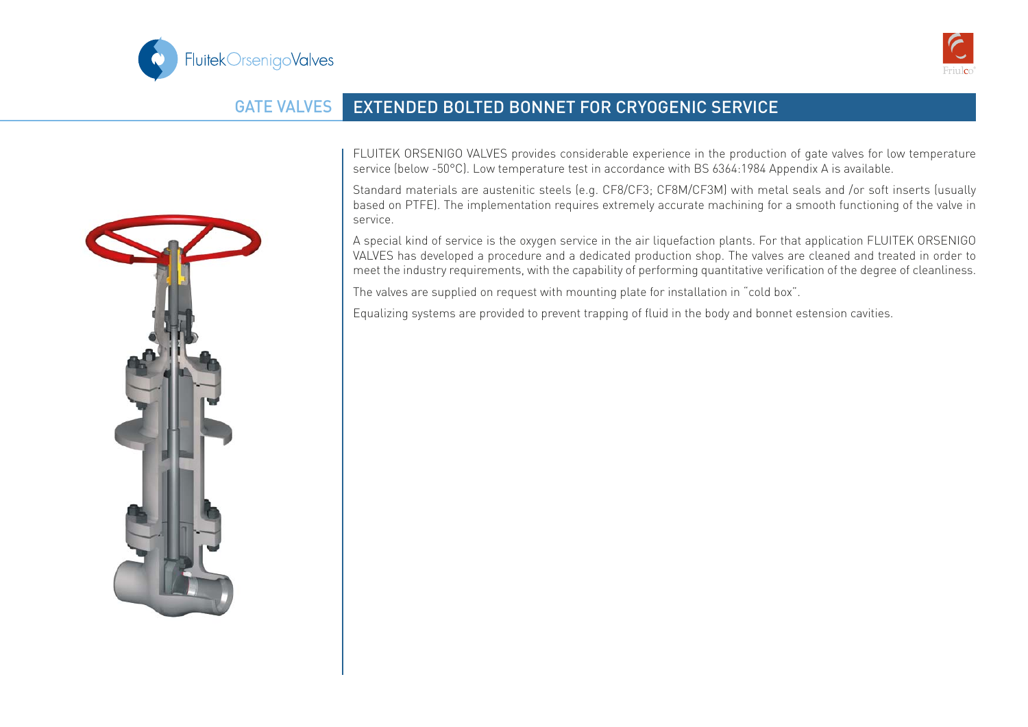# GATE VALVES

## EXTENDED BOLTED BONNET FOR CRYOGENIC SERVICE

FLUITEK ORSENIGO VALVES provides considerable experience in the production of gate valves for low temperature service (below -50°C). Low temperature test in accordance with BS 6364:1984 Appendix A is available.

Standard materials are austenitic steels (e.g. CF8/CF3; CF8M/CF3M) with metal seals and /or soft inserts (usually based on PTFE). The implementation requires extremely accurate machining for a smooth functioning of the valve in service.

A special kind of service is the oxygen service in the air liquefaction plants. For that application FLUITEK ORSENIGO VALVES has developed a procedure and a dedicated production shop. The valves are cleaned and treated in order to meet the industry requirements, with the capability of performing quantitative verification of the degree of cleanliness.

The valves are supplied on request with mounting plate for installation in "cold box".

Equalizing systems are provided to prevent trapping of fluid in the body and bonnet estension cavities.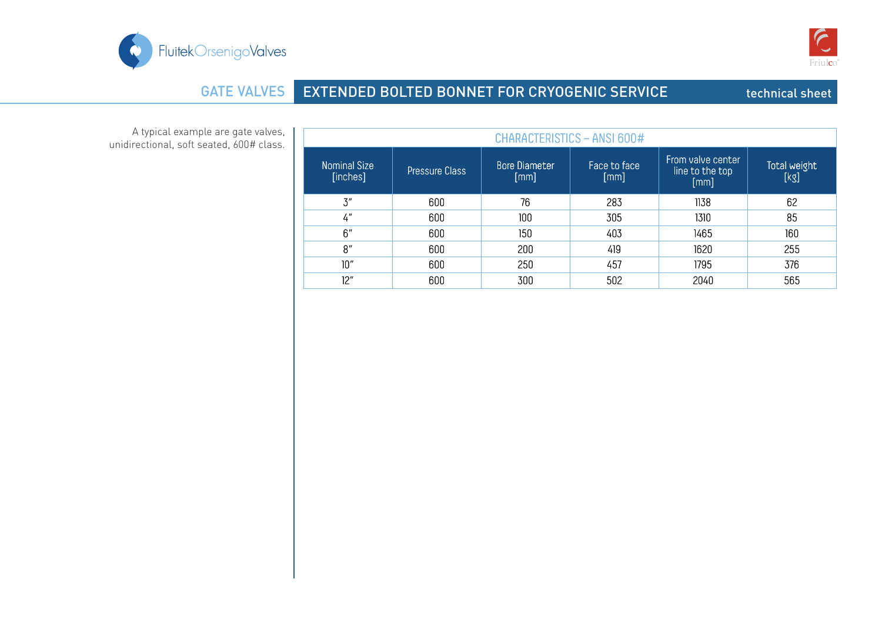## GATE VALVES

## EXTENDED BOLTED BONNET FOR CRYOGENIC SERVICE

technical sheet

A typical example are gate valves, unidirectional, soft seated, 600# class.

### CHARACTERISTICS – ANSI 600#

| Nominal Size [inches] | Pressure Class | Bore Diameter [mm] | Face to face [mm] | From valve center line to the top [mm] | Total weight [kg] |
|---|---|---|---|---|---|
| 3″ | 600 | 76 | 283 | 1138 | 62 |
| 4″ | 600 | 100 | 305 | 1310 | 85 |
| 6″ | 600 | 150 | 403 | 1465 | 160 |
| 8″ | 600 | 200 | 419 | 1620 | 255 |
| 10″ | 600 | 250 | 457 | 1795 | 376 |
| 12″ | 600 | 300 | 502 | 2040 | 565 |